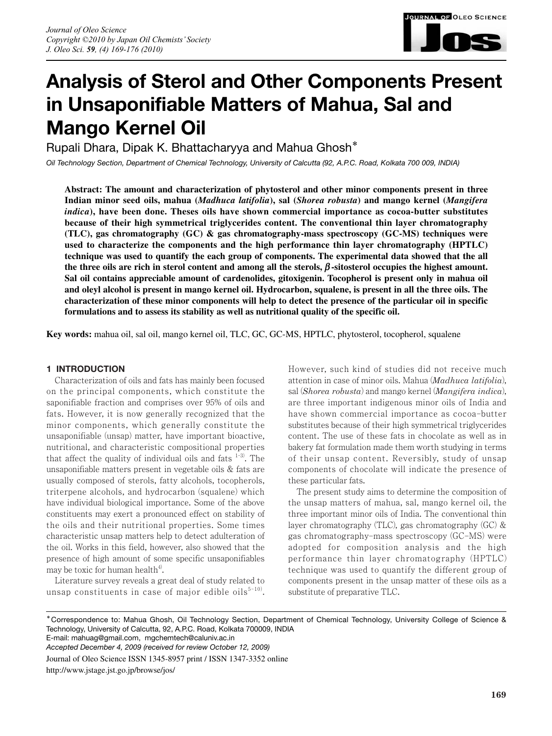# Analysis of Sterol and Other Components Present in Unsaponifiable Matters of Mahua, Sal and Mango Kernel Oil

Rupali Dhara, Dipak K. Bhattacharyya and Mahua Ghosh*

*Oil Technology Section, Department of Chemical Technology, University of Calcutta (92, A.P.C. Road, Kolkata 700 009, INDIA)*

**Abstract: The amount and characterization of phytosterol and other minor components present in three Indian minor seed oils, mahua (*Madhuca latifolia*), sal (*Shorea robusta*) and mango kernel (*Mangifera indica*), have been done. Theses oils have shown commercial importance as cocoa-butter substitutes because of their high symmetrical triglycerides content. The conventional thin layer chromatography (TLC), gas chromatography (GC) & gas chromatography-mass spectroscopy (GC-MS) techniques were used to characterize the components and the high performance thin layer chromatography (HPTLC) technique was used to quantify the each group of components. The experimental data showed that the all the three oils are rich in sterol content and among all the sterols, β-sitosterol occupies the highest amount. Sal oil contains appreciable amount of cardenolides, gitoxigenin. Tocopherol is present only in mahua oil and oleyl alcohol is present in mango kernel oil. Hydrocarbon, squalene, is present in all the three oils. The characterization of these minor components will help to detect the presence of the particular oil in specific formulations and to assess its stability as well as nutritional quality of the specific oil.**

**Key words:** mahua oil, sal oil, mango kernel oil, TLC, GC, GC-MS, HPTLC, phytosterol, tocopherol, squalene

## 1 INTRODUCTION

Characterization of oils and fats has mainly been focused on the principal components, which constitute the saponifiable fraction and comprises over 95% of oils and fats. However, it is now generally recognized that the minor components, which generally constitute the unsaponifiable (unsap) matter, have important bioactive, nutritional, and characteristic compositional properties that affect the quality of individual oils and fats [1-3]. The unsaponifiable matters present in vegetable oils & fats are usually composed of sterols, fatty alcohols, tocopherols, triterpene alcohols, and hydrocarbon (squalene) which have individual biological importance. Some of the above constituents may exert a pronounced effect on stability of the oils and their nutritional properties. Some times characteristic unsap matters help to detect adulteration of the oil. Works in this field, however, also showed that the presence of high amount of some specific unsaponifiables may be toxic for human health[4].

Literature survey reveals a great deal of study related to unsap constituents in case of major edible oils[5-10]. However, such kind of studies did not receive much attention in case of minor oils. Mahua (*Madhuca latifolia*), sal (*Shorea robusta*) and mango kernel (*Mangifera indica*), are three important indigenous minor oils of India and have shown commercial importance as cocoa-butter substitutes because of their high symmetrical triglycerides content. The use of these fats in chocolate as well as in bakery fat formulation made them worth studying in terms of their unsap content. Reversibly, study of unsap components of chocolate will indicate the presence of these particular fats.

The present study aims to determine the composition of the unsap matters of mahua, sal, mango kernel oil, the three important minor oils of India. The conventional thin layer chromatography (TLC), gas chromatography (GC) & gas chromatography-mass spectroscopy (GC-MS) were adopted for composition analysis and the high performance thin layer chromatography (HPTLC) technique was used to quantify the different group of components present in the unsap matter of these oils as a substitute of preparative TLC.

*Correspondence to: Mahua Ghosh, Oil Technology Section, Department of Chemical Technology, University College of Science & Technology, University of Calcutta, 92, A.P.C. Road, Kolkata 700009, INDIA
E-mail: mahuag@gmail.com, mgchemtech@caluniv.ac.in
*Accepted December 4, 2009 (received for review October 12, 2009)*

Journal of Oleo Science ISSN 1345-8957 print / ISSN 1347-3352 online
http://www.jstage.jst.go.jp/browse/jos/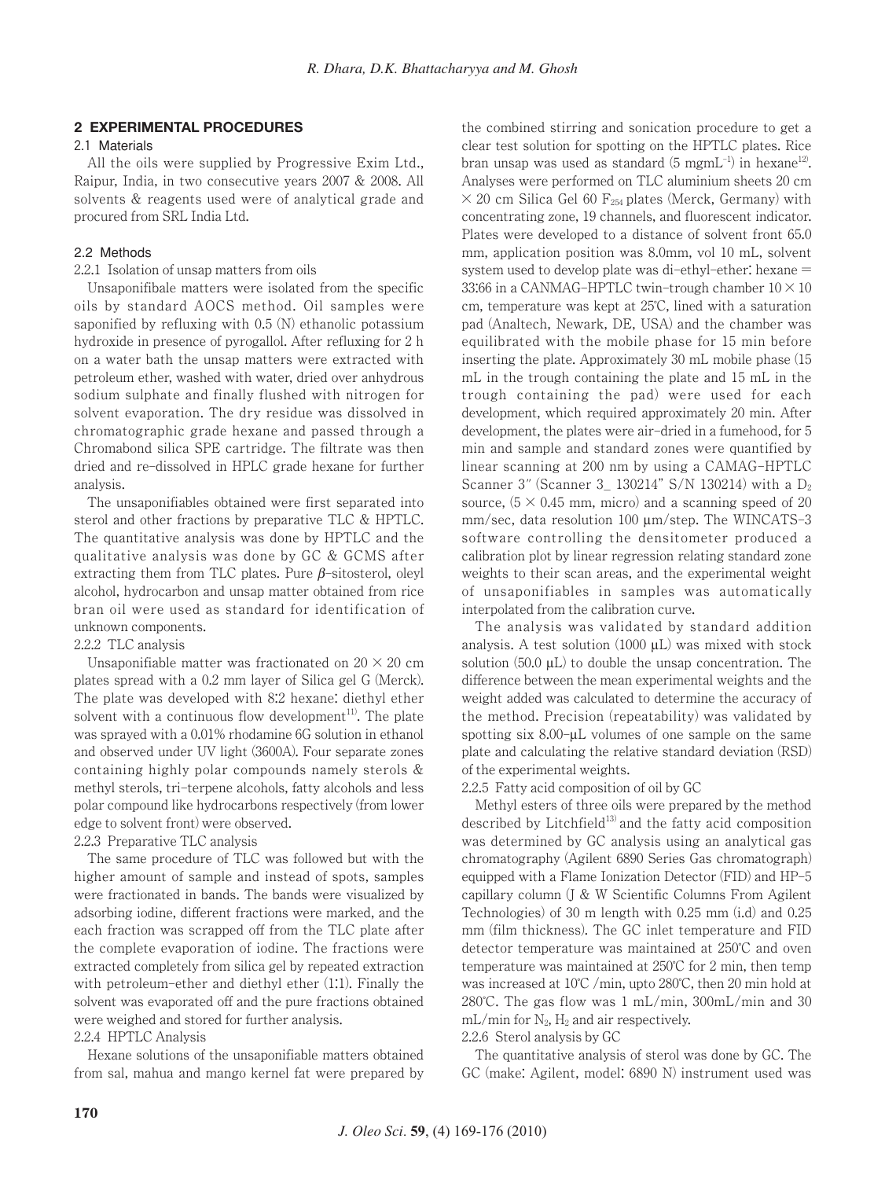## 2 EXPERIMENTAL PROCEDURES

### 2.1 Materials

All the oils were supplied by Progressive Exim Ltd., Raipur, India, in two consecutive years 2007 & 2008. All solvents & reagents used were of analytical grade and procured from SRL India Ltd.

### 2.2 Methods

2.2.1 Isolation of unsap matters from oils

Unsaponifibale matters were isolated from the specific oils by standard AOCS method. Oil samples were saponified by refluxing with 0.5 (N) ethanolic potassium hydroxide in presence of pyrogallol. After refluxing for 2 h on a water bath the unsap matters were extracted with petroleum ether, washed with water, dried over anhydrous sodium sulphate and finally flushed with nitrogen for solvent evaporation. The dry residue was dissolved in chromatographic grade hexane and passed through a Chromabond silica SPE cartridge. The filtrate was then dried and re-dissolved in HPLC grade hexane for further analysis.

The unsaponifiables obtained were first separated into sterol and other fractions by preparative TLC & HPTLC. The quantitative analysis was done by HPTLC and the qualitative analysis was done by GC & GCMS after extracting them from TLC plates. Pure *β*-sitosterol, oleyl alcohol, hydrocarbon and unsap matter obtained from rice bran oil were used as standard for identification of unknown components.

2.2.2 TLC analysis

Unsaponifiable matter was fractionated on $20 \times 20$ cm plates spread with a 0.2 mm layer of Silica gel G (Merck). The plate was developed with 8:2 hexane: diethyl ether solvent with a continuous flow development[11]. The plate was sprayed with a 0.01% rhodamine 6G solution in ethanol and observed under UV light (3600A). Four separate zones containing highly polar compounds namely sterols & methyl sterols, tri-terpene alcohols, fatty alcohols and less polar compound like hydrocarbons respectively (from lower edge to solvent front) were observed.

2.2.3 Preparative TLC analysis

The same procedure of TLC was followed but with the higher amount of sample and instead of spots, samples were fractionated in bands. The bands were visualized by adsorbing iodine, different fractions were marked, and the each fraction was scrapped off from the TLC plate after the complete evaporation of iodine. The fractions were extracted completely from silica gel by repeated extraction with petroleum-ether and diethyl ether (1:1). Finally the solvent was evaporated off and the pure fractions obtained were weighed and stored for further analysis.

2.2.4 HPTLC Analysis

Hexane solutions of the unsaponifiable matters obtained from sal, mahua and mango kernel fat were prepared by the combined stirring and sonication procedure to get a clear test solution for spotting on the HPTLC plates. Rice bran unsap was used as standard (5 $mgmL^{-1}$) in hexane[12]. Analyses were performed on TLC aluminium sheets 20 cm $\times$ 20 cm Silica Gel 60 $F_{254}$ plates (Merck, Germany) with concentrating zone, 19 channels, and fluorescent indicator. Plates were developed to a distance of solvent front 65.0 mm, application position was 8.0mm, vol 10 mL, solvent system used to develop plate was di-ethyl-ether: hexane = 33:66 in a CANMAG-HPTLC twin-trough chamber $10 \times 10$ cm, temperature was kept at 25℃, lined with a saturation pad (Analtech, Newark, DE, USA) and the chamber was equilibrated with the mobile phase for 15 min before inserting the plate. Approximately 30 mL mobile phase (15 mL in the trough containing the plate and 15 mL in the trough containing the pad) were used for each development, which required approximately 20 min. After development, the plates were air-dried in a fumehood, for 5 min and sample and standard zones were quantified by linear scanning at 200 nm by using a CAMAG-HPTLC Scanner 3" (Scanner 3_ 130214" S/N 130214) with a $D_2$ source, ($5 \times 0.45$ mm, micro) and a scanning speed of 20 mm/sec, data resolution 100 μm/step. The WINCATS-3 software controlling the densitometer produced a calibration plot by linear regression relating standard zone weights to their scan areas, and the experimental weight of unsaponifiables in samples was automatically interpolated from the calibration curve.

The analysis was validated by standard addition analysis. A test solution (1000 μL) was mixed with stock solution (50.0 μL) to double the unsap concentration. The difference between the mean experimental weights and the weight added was calculated to determine the accuracy of the method. Precision (repeatability) was validated by spotting six 8.00-μL volumes of one sample on the same plate and calculating the relative standard deviation (RSD) of the experimental weights.

2.2.5 Fatty acid composition of oil by GC

Methyl esters of three oils were prepared by the method described by Litchfield[13] and the fatty acid composition was determined by GC analysis using an analytical gas chromatography (Agilent 6890 Series Gas chromatograph) equipped with a Flame Ionization Detector (FID) and HP-5 capillary column (J & W Scientific Columns From Agilent Technologies) of 30 m length with 0.25 mm (i.d) and 0.25 mm (film thickness). The GC inlet temperature and FID detector temperature was maintained at 250℃ and oven temperature was maintained at 250℃ for 2 min, then temp was increased at 10℃ /min, upto 280℃, then 20 min hold at 280℃. The gas flow was 1 mL/min, 300mL/min and 30 mL/min for $N_2$, $H_2$ and air respectively.

2.2.6 Sterol analysis by GC

The quantitative analysis of sterol was done by GC. The GC (make: Agilent, model: 6890 N) instrument used was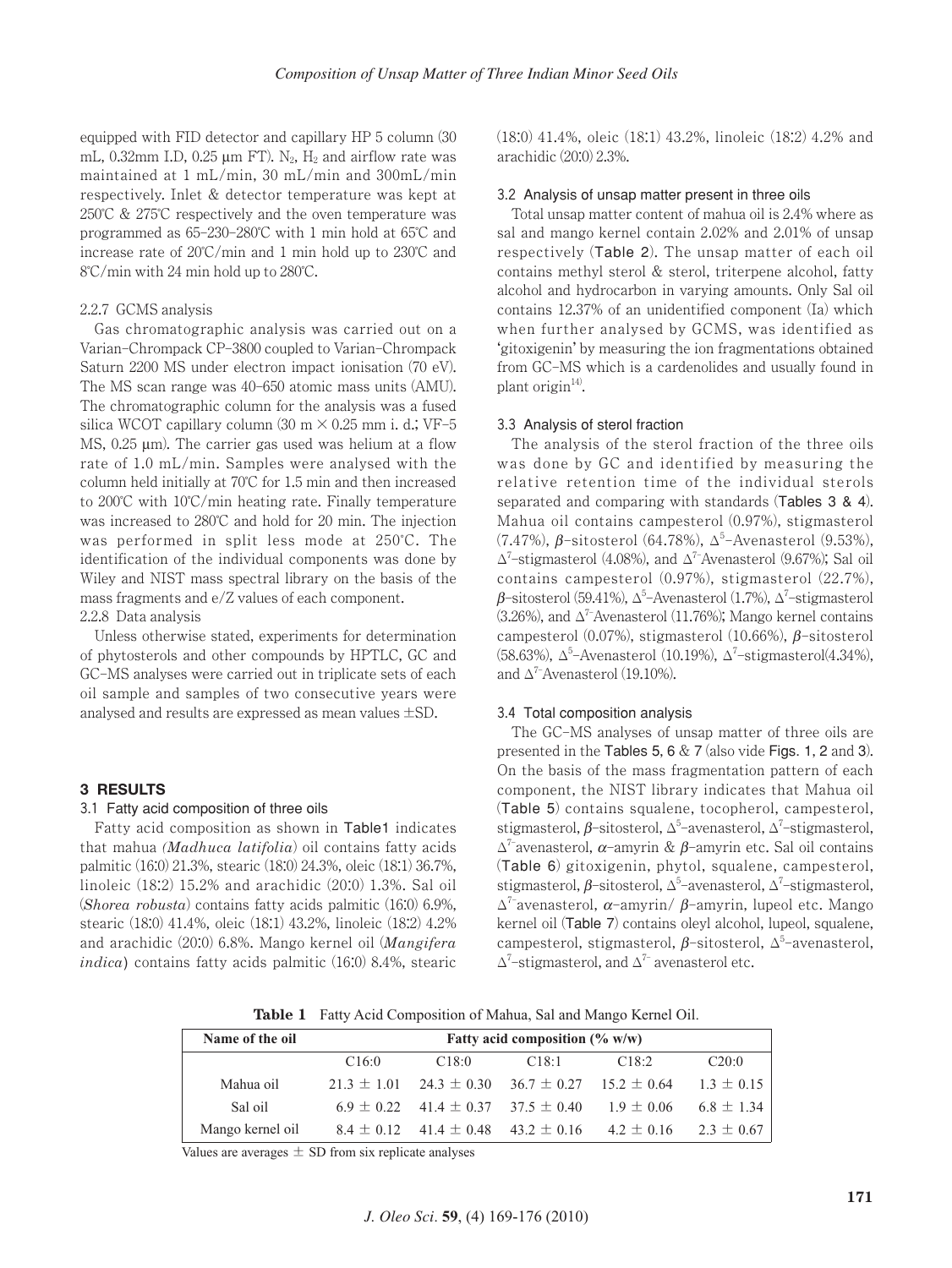equipped with FID detector and capillary HP 5 column (30 mL, 0.32mm I.D, 0.25 μm FT). $N_2$, $H_2$ and airflow rate was maintained at 1 mL/min, 30 mL/min and 300mL/min respectively. Inlet & detector temperature was kept at 250℃ & 275℃ respectively and the oven temperature was programmed as 65–230–280℃ with 1 min hold at 65℃ and increase rate of 20℃/min and 1 min hold up to 230℃ and 8℃/min with 24 min hold up to 280℃.

#### 2.2.7 GCMS analysis

Gas chromatographic analysis was carried out on a Varian–Chrompack CP–3800 coupled to Varian–Chrompack Saturn 2200 MS under electron impact ionisation (70 eV). The MS scan range was 40–650 atomic mass units (AMU). The chromatographic column for the analysis was a fused silica WCOT capillary column (30 m × 0.25 mm i. d.; VF–5 MS, 0.25 μm). The carrier gas used was helium at a flow rate of 1.0 mL/min. Samples were analysed with the column held initially at 70℃ for 1.5 min and then increased to 200℃ with 10℃/min heating rate. Finally temperature was increased to 280℃ and hold for 20 min. The injection was performed in split less mode at 250℃. The identification of the individual components was done by Wiley and NIST mass spectral library on the basis of the mass fragments and e/Z values of each component.

#### 2.2.8 Data analysis

Unless otherwise stated, experiments for determination of phytosterols and other compounds by HPTLC, GC and GC–MS analyses were carried out in triplicate sets of each oil sample and samples of two consecutive years were analysed and results are expressed as mean values ±SD.

## 3 RESULTS

### 3.1 Fatty acid composition of three oils

Fatty acid composition as shown in Table1 indicates that mahua *(Madhuca latifolia)* oil contains fatty acids palmitic (16:0) 21.3%, stearic (18:0) 24.3%, oleic (18:1) 36.7%, linoleic (18:2) 15.2% and arachidic (20:0) 1.3%. Sal oil (*Shorea robusta*) contains fatty acids palmitic (16:0) 6.9%, stearic (18:0) 41.4%, oleic (18:1) 43.2%, linoleic (18:2) 4.2% and arachidic (20:0) 6.8%. Mango kernel oil (*Mangifera indica*) contains fatty acids palmitic (16:0) 8.4%, stearic (18:0) 41.4%, oleic (18:1) 43.2%, linoleic (18:2) 4.2% and arachidic (20:0) 2.3%.

### 3.2 Analysis of unsap matter present in three oils

Total unsap matter content of mahua oil is 2.4% where as sal and mango kernel contain 2.02% and 2.01% of unsap respectively (Table 2). The unsap matter of each oil contains methyl sterol & sterol, triterpene alcohol, fatty alcohol and hydrocarbon in varying amounts. Only Sal oil contains 12.37% of an unidentified component (Ia) which when further analysed by GCMS, was identified as 'gitoxigenin' by measuring the ion fragmentations obtained from GC–MS which is a cardenolides and usually found in plant origin[14].

### 3.3 Analysis of sterol fraction

The analysis of the sterol fraction of the three oils was done by GC and identified by measuring the relative retention time of the individual sterols separated and comparing with standards (Tables 3 & 4). Mahua oil contains campesterol (0.97%), stigmasterol (7.47%), $\beta$–sitosterol (64.78%), $\Delta^5$–Avenasterol (9.53%), $\Delta^7$–stigmasterol (4.08%), and $\Delta^7$-Avenasterol (9.67%); Sal oil contains campesterol (0.97%), stigmasterol (22.7%), $\beta$–sitosterol (59.41%), $\Delta^5$–Avenasterol (1.7%), $\Delta^7$–stigmasterol (3.26%), and $\Delta^7$-Avenasterol (11.76%); Mango kernel contains campesterol (0.07%), stigmasterol (10.66%), $\beta$–sitosterol (58.63%), $\Delta^5$–Avenasterol (10.19%), $\Delta^7$–stigmasterol(4.34%), and $\Delta^7$-Avenasterol (19.10%).

### 3.4 Total composition analysis

The GC–MS analyses of unsap matter of three oils are presented in the Tables 5, 6 & 7 (also vide Figs. 1, 2 and 3). On the basis of the mass fragmentation pattern of each component, the NIST library indicates that Mahua oil (Table 5) contains squalene, tocopherol, campesterol, stigmasterol, $\beta$–sitosterol, $\Delta^5$–avenasterol, $\Delta^7$–stigmasterol, $\Delta^7$-avenasterol, $\alpha$–amyrin & $\beta$–amyrin etc. Sal oil contains (Table 6) gitoxigenin, phytol, squalene, campesterol, stigmasterol, $\beta$–sitosterol, $\Delta^5$–avenasterol, $\Delta^7$–stigmasterol, $\Delta^7$-avenasterol, $\alpha$–amyrin/ $\beta$–amyrin, lupeol etc. Mango kernel oil (Table 7) contains oleyl alcohol, lupeol, squalene, campesterol, stigmasterol, $\beta$–sitosterol, $\Delta^5$–avenasterol, $\Delta^7$–stigmasterol, and $\Delta^7$- avenasterol etc.

**Table 1** Fatty Acid Composition of Mahua, Sal and Mango Kernel Oil.

| Name of the oil | Fatty acid composition (% w/w) | | | | |
|---|---|---|---|---|---|
| | C16:0 | C18:0 | C18:1 | C18:2 | C20:0 |
| Mahua oil | 21.3 ± 1.01 | 24.3 ± 0.30 | 36.7 ± 0.27 | 15.2 ± 0.64 | 1.3 ± 0.15 |
| Sal oil | 6.9 ± 0.22 | 41.4 ± 0.37 | 37.5 ± 0.40 | 1.9 ± 0.06 | 6.8 ± 1.34 |
| Mango kernel oil | 8.4 ± 0.12 | 41.4 ± 0.48 | 43.2 ± 0.16 | 4.2 ± 0.16 | 2.3 ± 0.67 |

Values are averages ± SD from six replicate analyses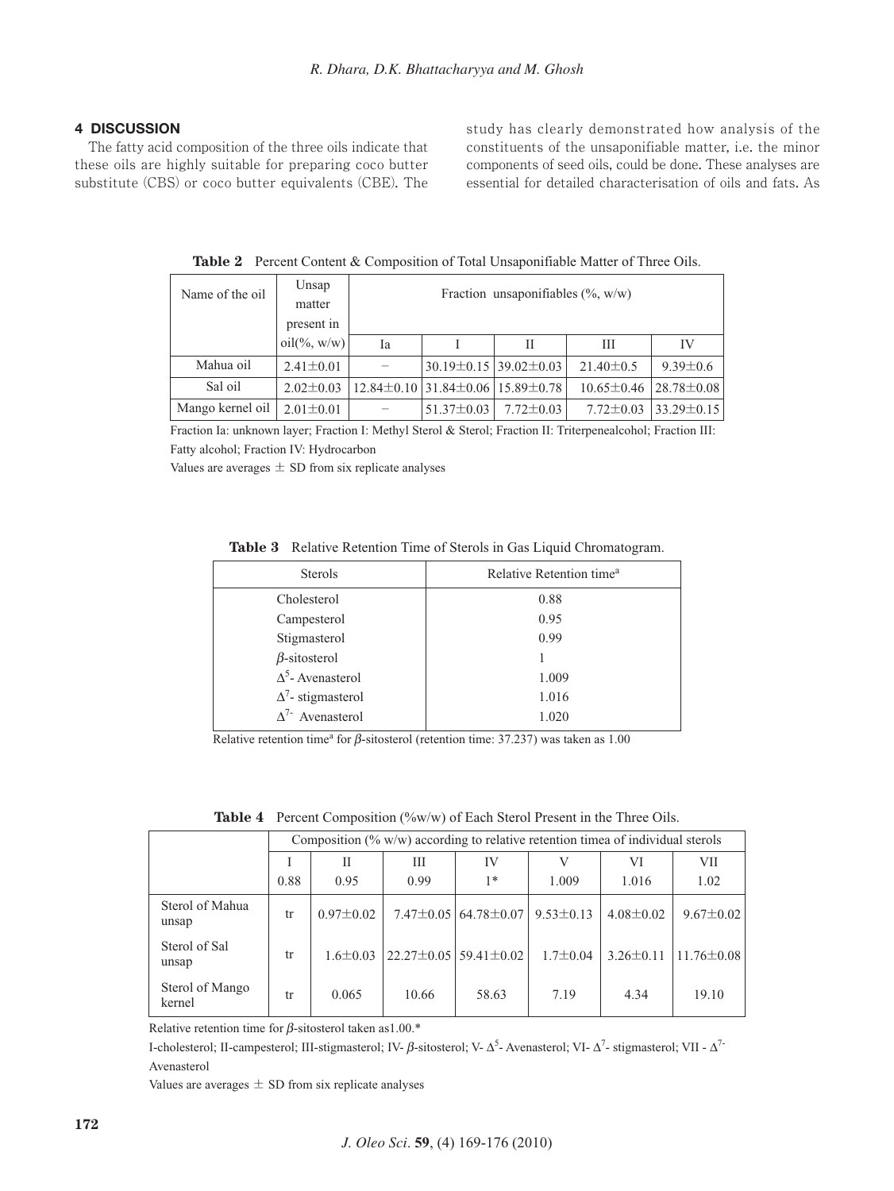## 4 DISCUSSION

The fatty acid composition of the three oils indicate that these oils are highly suitable for preparing coco butter substitute (CBS) or coco butter equivalents (CBE). The study has clearly demonstrated how analysis of the constituents of the unsaponifiable matter, i.e. the minor components of seed oils, could be done. These analyses are essential for detailed characterisation of oils and fats. As

**Table 2** Percent Content & Composition of Total Unsaponifiable Matter of Three Oils.

| Name of the oil | Unsap matter present in oil(%, w/w) | Fraction unsaponifiables (%, w/w) | | | | |
|---|---|---|---|---|---|---|
| | | Ia | I | II | III | IV |
| Mahua oil | 2.41±0.01 | − | 30.19±0.15 | 39.02±0.03 | 21.40±0.5 | 9.39±0.6 |
| Sal oil | 2.02±0.03 | 12.84±0.10 | 31.84±0.06 | 15.89±0.78 | 10.65±0.46 | 28.78±0.08 |
| Mango kernel oil | 2.01±0.01 | − | 51.37±0.03 | 7.72±0.03 | 7.72±0.03 | 33.29±0.15 |

Fraction Ia: unknown layer; Fraction I: Methyl Sterol & Sterol; Fraction II: Triterpenealcohol; Fraction III: Fatty alcohol; Fraction IV: Hydrocarbon

Values are averages ± SD from six replicate analyses

**Table 3** Relative Retention Time of Sterols in Gas Liquid Chromatogram.

| Sterols | Relative Retention time[a] |
|---|---|
| Cholesterol | 0.88 |
| Campesterol | 0.95 |
| Stigmasterol | 0.99 |
| $\beta$-sitosterol | 1 |
| $\Delta^5$- Avenasterol | 1.009 |
| $\Delta^7$- stigmasterol | 1.016 |
| $\Delta^{7-}$ Avenasterol | 1.020 |

Relative retention time[a] for $\beta$-sitosterol (retention time: 37.237) was taken as 1.00

**Table 4** Percent Composition (%w/w) of Each Sterol Present in the Three Oils.

| | Composition (% w/w) according to relative retention timea of individual sterols | | | | | | |
|---|---|---|---|---|---|---|---|
| | I<br>0.88 | II<br>0.95 | III<br>0.99 | IV<br>1* | V<br>1.009 | VI<br>1.016 | VII<br>1.02 |
| Sterol of Mahua unsap | tr | 0.97±0.02 | 7.47±0.05 | 64.78±0.07 | 9.53±0.13 | 4.08±0.02 | 9.67±0.02 |
| Sterol of Sal unsap | tr | 1.6±0.03 | 22.27±0.05 | 59.41±0.02 | 1.7±0.04 | 3.26±0.11 | 11.76±0.08 |
| Sterol of Mango kernel | tr | 0.065 | 10.66 | 58.63 | 7.19 | 4.34 | 19.10 |

Relative retention time for $\beta$-sitosterol taken as1.00.*

I-cholesterol; II-campesterol; III-stigmasterol; IV- $\beta$-sitosterol; V- $\Delta^5$- Avenasterol; VI- $\Delta^7$- stigmasterol; VII - $\Delta^{7-}$ Avenasterol

Values are averages ± SD from six replicate analyses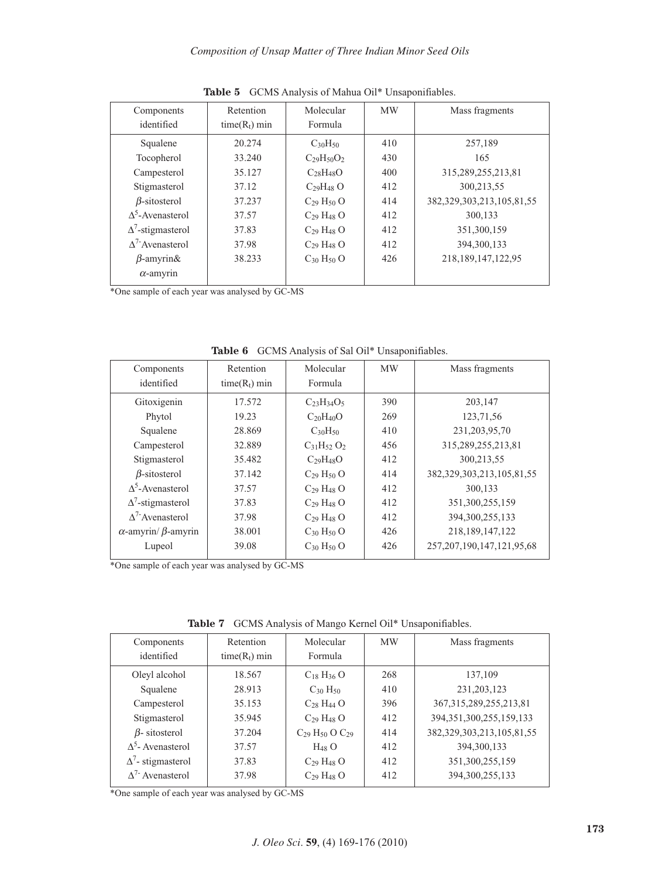**Table 5** GCMS Analysis of Mahua Oil* Unsaponifiables.

| Components identified | Retention time($R_t$) min | Molecular Formula | MW | Mass fragments |
|---|---|---|---|---|
| Squalene | 20.274 | $C_{30}H_{50}$ | 410 | 257,189 |
| Tocopherol | 33.240 | $C_{29}H_{50}O_2$ | 430 | 165 |
| Campesterol | 35.127 | $C_{28}H_{48}O$ | 400 | 315,289,255,213,81 |
| Stigmasterol | 37.12 | $C_{29}H_{48}O$ | 412 | 300,213,55 |
| $\beta$-sitosterol | 37.237 | $C_{29}H_{50}O$ | 414 | 382,329,303,213,105,81,55 |
| $\Delta^5$-Avenasterol | 37.57 | $C_{29}H_{48}O$ | 412 | 300,133 |
| $\Delta^7$-stigmasterol | 37.83 | $C_{29}H_{48}O$ | 412 | 351,300,159 |
| $\Delta^{7-}$Avenasterol | 37.98 | $C_{29}H_{48}O$ | 412 | 394,300,133 |
| $\beta$-amyrin& $\alpha$-amyrin | 38.233 | $C_{30}H_{50}O$ | 426 | 218,189,147,122,95 |

*One sample of each year was analysed by GC-MS

**Table 6** GCMS Analysis of Sal Oil* Unsaponifiables.

| Components identified | Retention time($R_t$) min | Molecular Formula | MW | Mass fragments |
|---|---|---|---|---|
| Gitoxigenin | 17.572 | $C_{23}H_{34}O_5$ | 390 | 203,147 |
| Phytol | 19.23 | $C_{20}H_{40}O$ | 269 | 123,71,56 |
| Squalene | 28.869 | $C_{30}H_{50}$ | 410 | 231,203,95,70 |
| Campesterol | 32.889 | $C_{31}H_{52}O_2$ | 456 | 315,289,255,213,81 |
| Stigmasterol | 35.482 | $C_{29}H_{48}O$ | 412 | 300,213,55 |
| $\beta$-sitosterol | 37.142 | $C_{29}H_{50}O$ | 414 | 382,329,303,213,105,81,55 |
| $\Delta^5$-Avenasterol | 37.57 | $C_{29}H_{48}O$ | 412 | 300,133 |
| $\Delta^7$-stigmasterol | 37.83 | $C_{29}H_{48}O$ | 412 | 351,300,255,159 |
| $\Delta^{7-}$Avenasterol | 37.98 | $C_{29}H_{48}O$ | 412 | 394,300,255,133 |
| $\alpha$-amyrin/ $\beta$-amyrin | 38.001 | $C_{30}H_{50}O$ | 426 | 218,189,147,122 |
| Lupeol | 39.08 | $C_{30}H_{50}O$ | 426 | 257,207,190,147,121,95,68 |

*One sample of each year was analysed by GC-MS

**Table 7** GCMS Analysis of Mango Kernel Oil* Unsaponifiables.

| Components identified | Retention time($R_t$) min | Molecular Formula | MW | Mass fragments |
|---|---|---|---|---|
| Oleyl alcohol | 18.567 | $C_{18}H_{36}O$ | 268 | 137,109 |
| Squalene | 28.913 | $C_{30}H_{50}$ | 410 | 231,203,123 |
| Campesterol | 35.153 | $C_{28}H_{44}O$ | 396 | 367,315,289,255,213,81 |
| Stigmasterol | 35.945 | $C_{29}H_{48}O$ | 412 | 394,351,300,255,159,133 |
| $\beta$- sitosterol | 37.204 | $C_{29}H_{50}O$ $C_{29}$ | 414 | 382,329,303,213,105,81,55 |
| $\Delta^5$- Avenasterol | 37.57 | $H_{48}O$ | 412 | 394,300,133 |
| $\Delta^7$- stigmasterol | 37.83 | $C_{29}H_{48}O$ | 412 | 351,300,255,159 |
| $\Delta^{7-}$ Avenasterol | 37.98 | $C_{29}H_{48}O$ | 412 | 394,300,255,133 |

*One sample of each year was analysed by GC-MS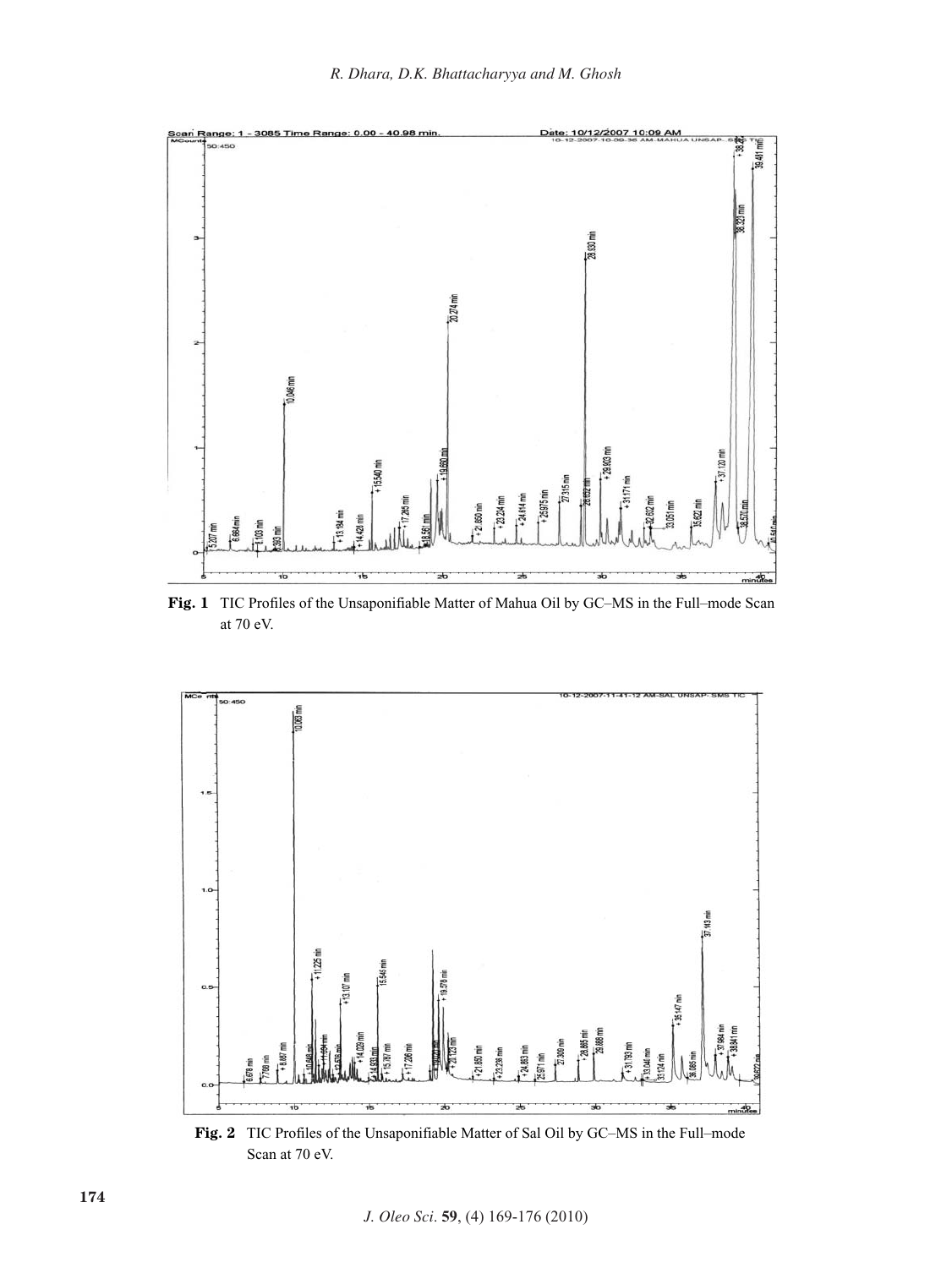**Fig. 1** TIC Profiles of the Unsaponifiable Matter of Mahua Oil by GC–MS in the Full–mode Scan at 70 eV.

**Fig. 2** TIC Profiles of the Unsaponifiable Matter of Sal Oil by GC–MS in the Full–mode Scan at 70 eV.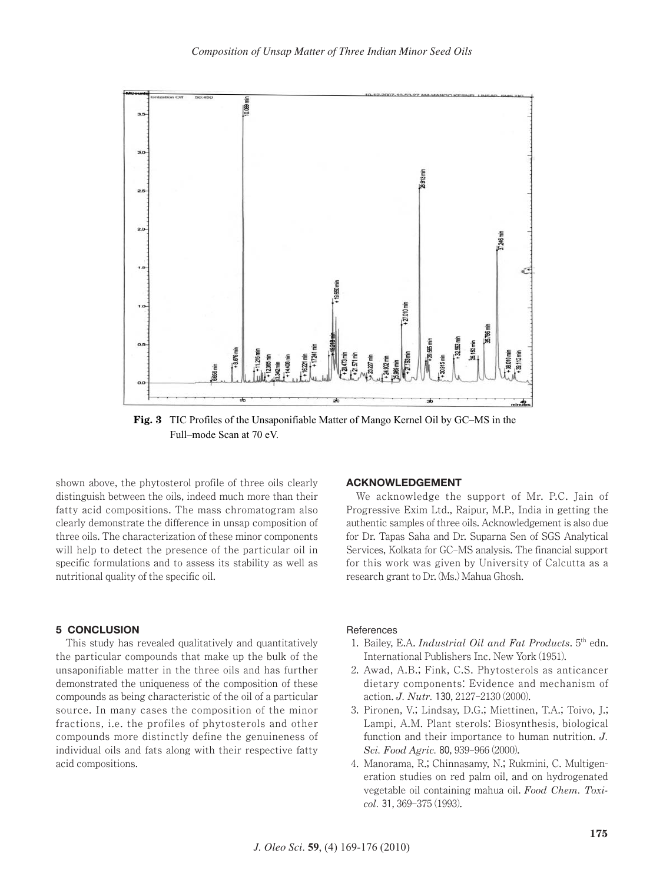Fig. 3 TIC Profiles of the Unsaponifiable Matter of Mango Kernel Oil by GC–MS in the Full–mode Scan at 70 eV.

shown above, the phytosterol profile of three oils clearly distinguish between the oils, indeed much more than their fatty acid compositions. The mass chromatogram also clearly demonstrate the difference in unsap composition of three oils. The characterization of these minor components will help to detect the presence of the particular oil in specific formulations and to assess its stability as well as nutritional quality of the specific oil.

## 5 CONCLUSION

This study has revealed qualitatively and quantitatively the particular compounds that make up the bulk of the unsaponifiable matter in the three oils and has further demonstrated the uniqueness of the composition of these compounds as being characteristic of the oil of a particular source. In many cases the composition of the minor fractions, i.e. the profiles of phytosterols and other compounds more distinctly define the genuineness of individual oils and fats along with their respective fatty acid compositions.

## ACKNOWLEDGEMENT

We acknowledge the support of Mr. P.C. Jain of Progressive Exim Ltd., Raipur, M.P., India in getting the authentic samples of three oils. Acknowledgement is also due for Dr. Tapas Saha and Dr. Suparna Sen of SGS Analytical Services, Kolkata for GC–MS analysis. The financial support for this work was given by University of Calcutta as a research grant to Dr. (Ms.) Mahua Ghosh.

## References

1. Bailey, E.A. *Industrial Oil and Fat Products*. 5th edn. International Publishers Inc. New York (1951).
2. Awad, A.B.; Fink, C.S. Phytosterols as anticancer dietary components: Evidence and mechanism of action. *J. Nutr.* **130**, 2127–2130 (2000).
3. Pironen, V.; Lindsay, D.G.; Miettinen, T.A.; Toivo, J.; Lampi, A.M. Plant sterols: Biosynthesis, biological function and their importance to human nutrition. *J. Sci. Food Agric.* **80**, 939–966 (2000).
4. Manorama, R.; Chinnasamy, N.; Rukmini, C. Multigeneration studies on red palm oil, and on hydrogenated vegetable oil containing mahua oil. *Food Chem. Toxicol.* **31**, 369–375 (1993).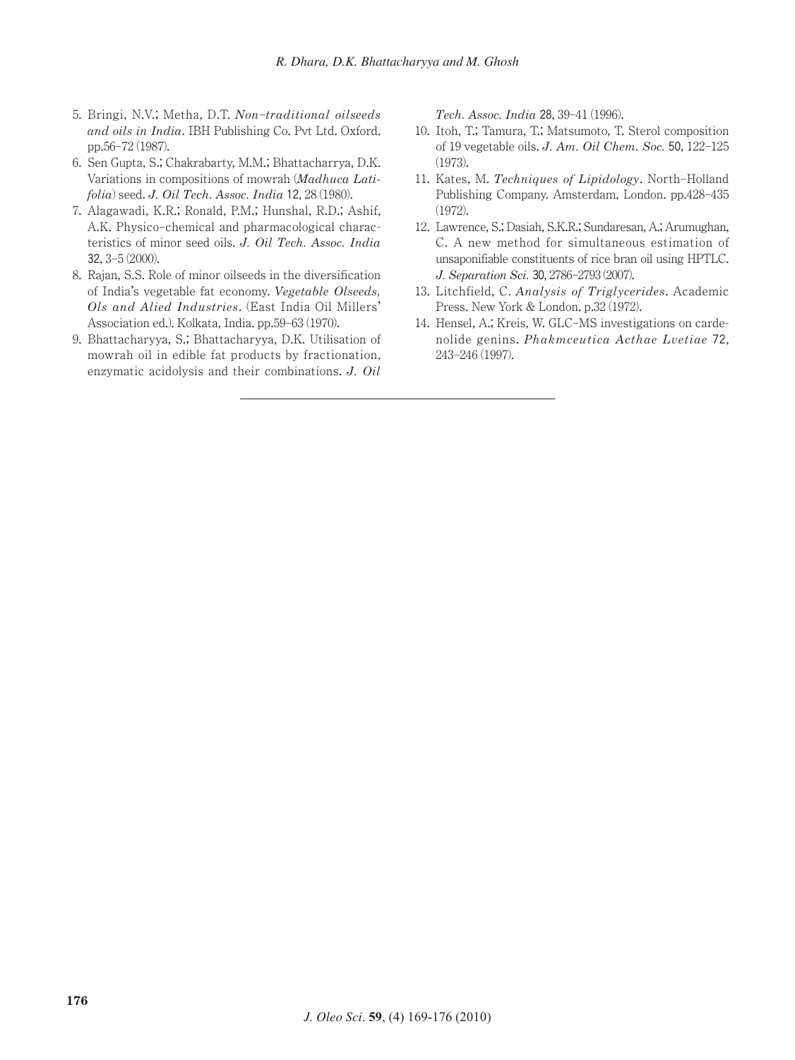5. Bringi, N.V.; Metha, D.T. *Non-traditional oilseeds and oils in India*. IBH Publishing Co. Pvt Ltd. Oxford. pp.56-72 (1987).
6. Sen Gupta, S.; Chakrabarty, M.M.; Bhattacharrya, D.K. Variations in compositions of mowrah (*Madhuca Latifolia*) seed. *J. Oil Tech. Assoc. India* **12**, 28 (1980).
7. Alagawadi, K.R.; Ronald, P.M.; Hunshal, R.D.; Ashif, A.K. Physico-chemical and pharmacological characteristics of minor seed oils. *J. Oil Tech. Assoc. India* **32**, 3-5 (2000).
8. Rajan, S.S. Role of minor oilseeds in the diversification of India's vegetable fat economy. *Vegetable Olseeds, Ols and Alied Industries*. (East India Oil Millers' Association ed.). Kolkata, India. pp.59-63 (1970).
9. Bhattacharyya, S.; Bhattacharyya, D.K. Utilisation of mowrah oil in edible fat products by fractionation, enzymatic acidolysis and their combinations. *J. Oil Tech. Assoc. India* **28**, 39-41 (1996).
10. Itoh, T.; Tamura, T.; Matsumoto, T. Sterol composition of 19 vegetable oils. *J. Am. Oil Chem. Soc.* **50**, 122-125 (1973).
11. Kates, M. *Techniques of Lipidology*. North-Holland Publishing Company. Amsterdam, London. pp.428-435 (1972).
12. Lawrence, S.; Dasiah, S.K.R.; Sundaresan, A.; Arumughan, C. A new method for simultaneous estimation of unsaponifiable constituents of rice bran oil using HPTLC. *J. Separation Sci.* **30**, 2786-2793 (2007).
13. Litchfield, C. *Analysis of Triglycerides*. Academic Press. New York & London. p.32 (1972).
14. Hensel, A.; Kreis, W. GLC-MS investigations on cardenolide genins. *Phakmceutica Acthae Lvetiae* **72**, 243-246 (1997).